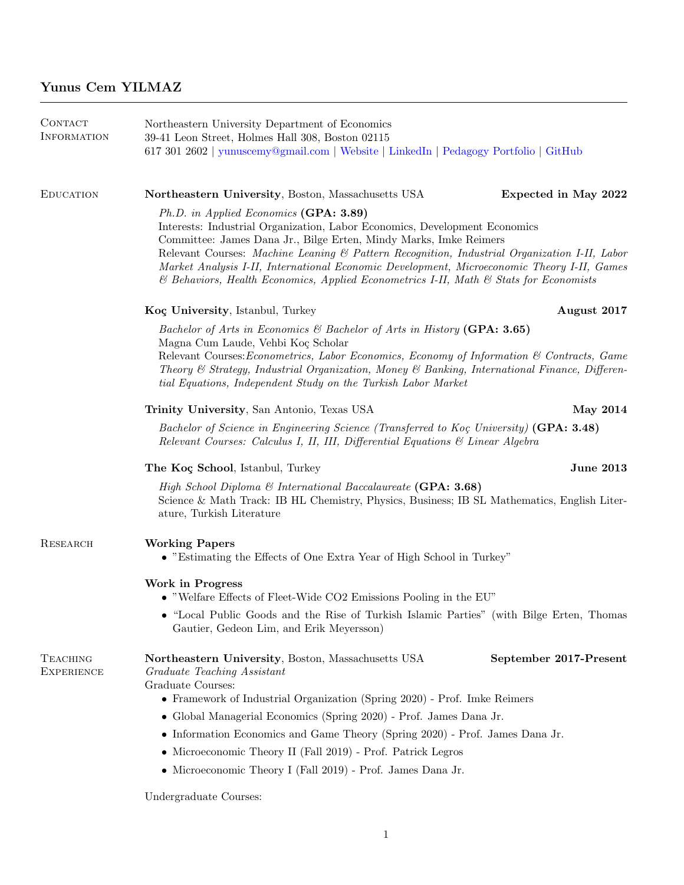# Yunus Cem YILMAZ

## Contact Information

Northeastern University Department of Economics
39-41 Leon Street, Holmes Hall 308, Boston 02115
617 301 2602 | yunuscemy@gmail.com | Website | LinkedIn | Pedagogy Portfolio | GitHub

## Education

**Northeastern University**, Boston, Massachusetts USA — **Expected in May 2022**

*Ph.D. in Applied Economics* **(GPA: 3.89)**
Interests: Industrial Organization, Labor Economics, Development Economics
Committee: James Dana Jr., Bilge Erten, Mindy Marks, Imke Reimers
Relevant Courses: *Machine Leaning & Pattern Recognition, Industrial Organization I-II, Labor Market Analysis I-II, International Economic Development, Microeconomic Theory I-II, Games & Behaviors, Health Economics, Applied Econometrics I-II, Math & Stats for Economists*

**Koç University**, Istanbul, Turkey — **August 2017**

*Bachelor of Arts in Economics & Bachelor of Arts in History* **(GPA: 3.65)**
Magna Cum Laude, Vehbi Koç Scholar
Relevant Courses:*Econometrics, Labor Economics, Economy of Information & Contracts, Game Theory & Strategy, Industrial Organization, Money & Banking, International Finance, Differential Equations, Independent Study on the Turkish Labor Market*

**Trinity University**, San Antonio, Texas USA — **May 2014**

*Bachelor of Science in Engineering Science (Transferred to Koç University)* **(GPA: 3.48)**
*Relevant Courses: Calculus I, II, III, Differential Equations & Linear Algebra*

**The Koç School**, Istanbul, Turkey — **June 2013**

*High School Diploma & International Baccalaureate* **(GPA: 3.68)**
Science & Math Track: IB HL Chemistry, Physics, Business; IB SL Mathematics, English Literature, Turkish Literature

## Research

**Working Papers**

- "Estimating the Effects of One Extra Year of High School in Turkey"

**Work in Progress**

- "Welfare Effects of Fleet-Wide CO2 Emissions Pooling in the EU"
- "Local Public Goods and the Rise of Turkish Islamic Parties" (with Bilge Erten, Thomas Gautier, Gedeon Lim, and Erik Meyersson)

## Teaching Experience

**Northeastern University**, Boston, Massachusetts USA — **September 2017-Present**
*Graduate Teaching Assistant*
Graduate Courses:

- Framework of Industrial Organization (Spring 2020) - Prof. Imke Reimers
- Global Managerial Economics (Spring 2020) - Prof. James Dana Jr.
- Information Economics and Game Theory (Spring 2020) - Prof. James Dana Jr.
- Microeconomic Theory II (Fall 2019) - Prof. Patrick Legros
- Microeconomic Theory I (Fall 2019) - Prof. James Dana Jr.

Undergraduate Courses: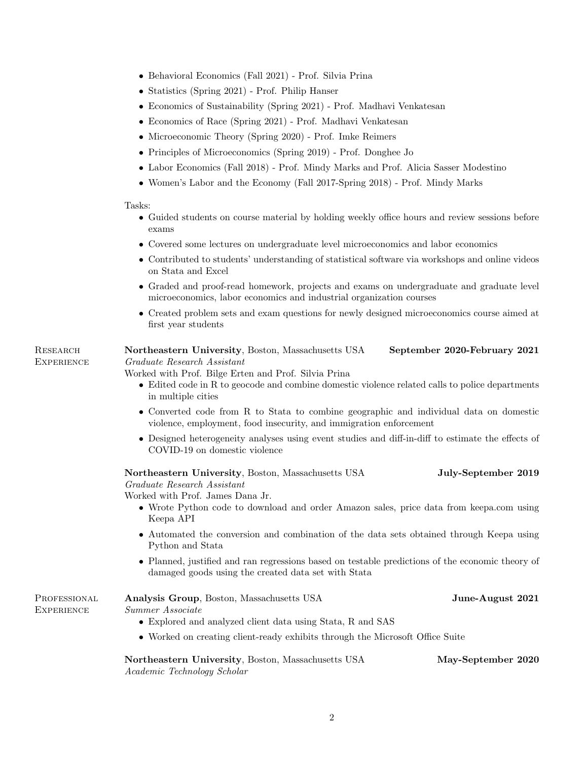- Behavioral Economics (Fall 2021) - Prof. Silvia Prina
- Statistics (Spring 2021) - Prof. Philip Hanser
- Economics of Sustainability (Spring 2021) - Prof. Madhavi Venkatesan
- Economics of Race (Spring 2021) - Prof. Madhavi Venkatesan
- Microeconomic Theory (Spring 2020) - Prof. Imke Reimers
- Principles of Microeconomics (Spring 2019) - Prof. Donghee Jo
- Labor Economics (Fall 2018) - Prof. Mindy Marks and Prof. Alicia Sasser Modestino
- Women's Labor and the Economy (Fall 2017-Spring 2018) - Prof. Mindy Marks

Tasks:

- Guided students on course material by holding weekly office hours and review sessions before exams
- Covered some lectures on undergraduate level microeconomics and labor economics
- Contributed to students' understanding of statistical software via workshops and online videos on Stata and Excel
- Graded and proof-read homework, projects and exams on undergraduate and graduate level microeconomics, labor economics and industrial organization courses
- Created problem sets and exam questions for newly designed microeconomics course aimed at first year students

## Research Experience

**Northeastern University**, Boston, Massachusetts USA — **September 2020-February 2021**
*Graduate Research Assistant*
Worked with Prof. Bilge Erten and Prof. Silvia Prina

- Edited code in R to geocode and combine domestic violence related calls to police departments in multiple cities
- Converted code from R to Stata to combine geographic and individual data on domestic violence, employment, food insecurity, and immigration enforcement
- Designed heterogeneity analyses using event studies and diff-in-diff to estimate the effects of COVID-19 on domestic violence

**Northeastern University**, Boston, Massachusetts USA — **July-September 2019**
*Graduate Research Assistant*
Worked with Prof. James Dana Jr.

- Wrote Python code to download and order Amazon sales, price data from keepa.com using Keepa API
- Automated the conversion and combination of the data sets obtained through Keepa using Python and Stata
- Planned, justified and ran regressions based on testable predictions of the economic theory of damaged goods using the created data set with Stata

## Professional Experience

**Analysis Group**, Boston, Massachusetts USA — **June-August 2021**
*Summer Associate*

- Explored and analyzed client data using Stata, R and SAS
- Worked on creating client-ready exhibits through the Microsoft Office Suite

**Northeastern University**, Boston, Massachusetts USA — **May-September 2020**
*Academic Technology Scholar*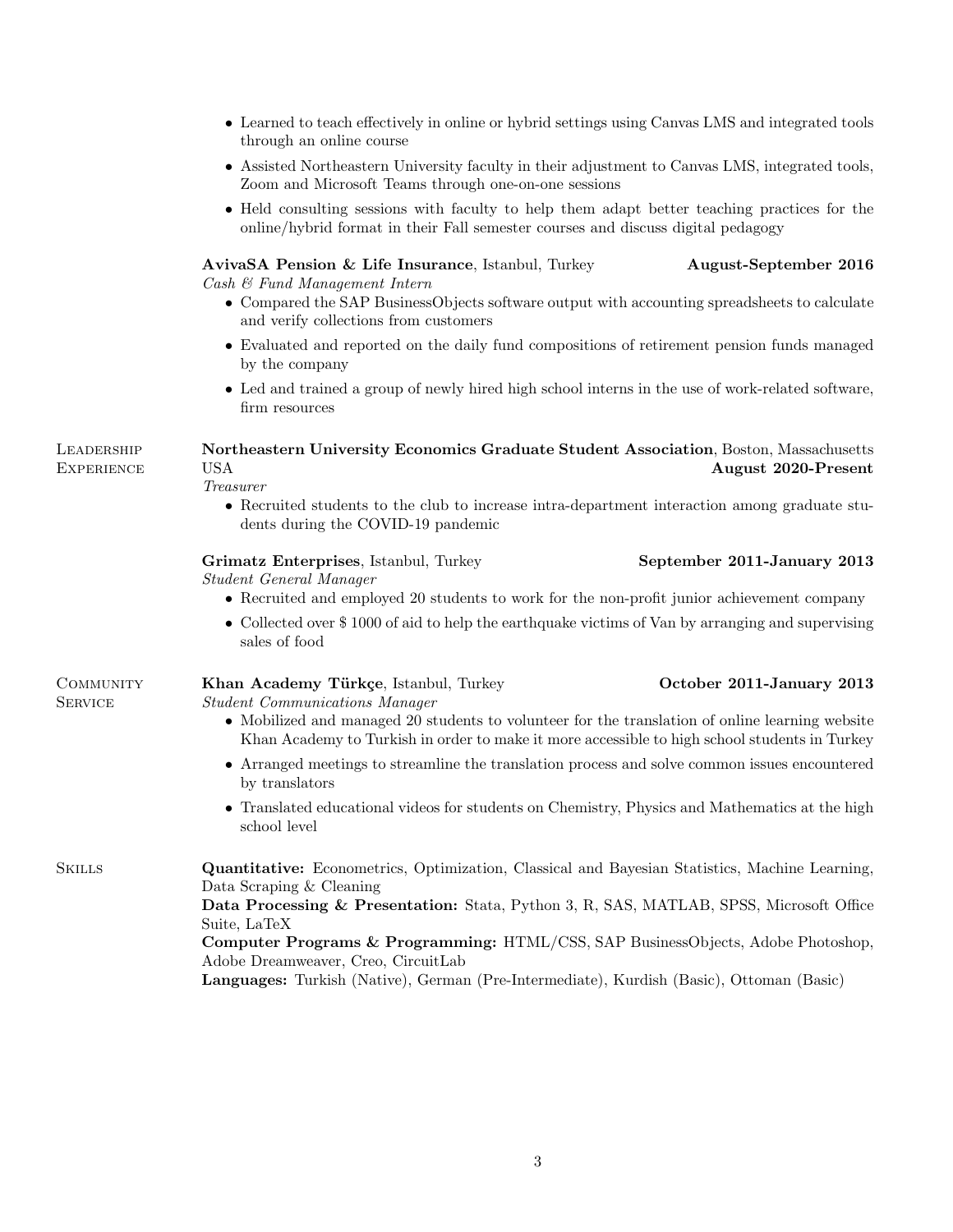- Learned to teach effectively in online or hybrid settings using Canvas LMS and integrated tools through an online course
- Assisted Northeastern University faculty in their adjustment to Canvas LMS, integrated tools, Zoom and Microsoft Teams through one-on-one sessions
- Held consulting sessions with faculty to help them adapt better teaching practices for the online/hybrid format in their Fall semester courses and discuss digital pedagogy

**AvivaSA Pension & Life Insurance**, Istanbul, Turkey — **August-September 2016**
*Cash & Fund Management Intern*

- Compared the SAP BusinessObjects software output with accounting spreadsheets to calculate and verify collections from customers
- Evaluated and reported on the daily fund compositions of retirement pension funds managed by the company
- Led and trained a group of newly hired high school interns in the use of work-related software, firm resources

## Leadership Experience

**Northeastern University Economics Graduate Student Association**, Boston, Massachusetts USA — **August 2020-Present**
*Treasurer*

- Recruited students to the club to increase intra-department interaction among graduate students during the COVID-19 pandemic

**Grimatz Enterprises**, Istanbul, Turkey — **September 2011-January 2013**
*Student General Manager*

- Recruited and employed 20 students to work for the non-profit junior achievement company
- Collected over $ 1000 of aid to help the earthquake victims of Van by arranging and supervising sales of food

## Community Service

**Khan Academy Türkçe**, Istanbul, Turkey — **October 2011-January 2013**
*Student Communications Manager*

- Mobilized and managed 20 students to volunteer for the translation of online learning website Khan Academy to Turkish in order to make it more accessible to high school students in Turkey
- Arranged meetings to streamline the translation process and solve common issues encountered by translators
- Translated educational videos for students on Chemistry, Physics and Mathematics at the high school level

## Skills

**Quantitative:** Econometrics, Optimization, Classical and Bayesian Statistics, Machine Learning, Data Scraping & Cleaning
**Data Processing & Presentation:** Stata, Python 3, R, SAS, MATLAB, SPSS, Microsoft Office Suite, LaTeX
**Computer Programs & Programming:** HTML/CSS, SAP BusinessObjects, Adobe Photoshop, Adobe Dreamweaver, Creo, CircuitLab
**Languages:** Turkish (Native), German (Pre-Intermediate), Kurdish (Basic), Ottoman (Basic)